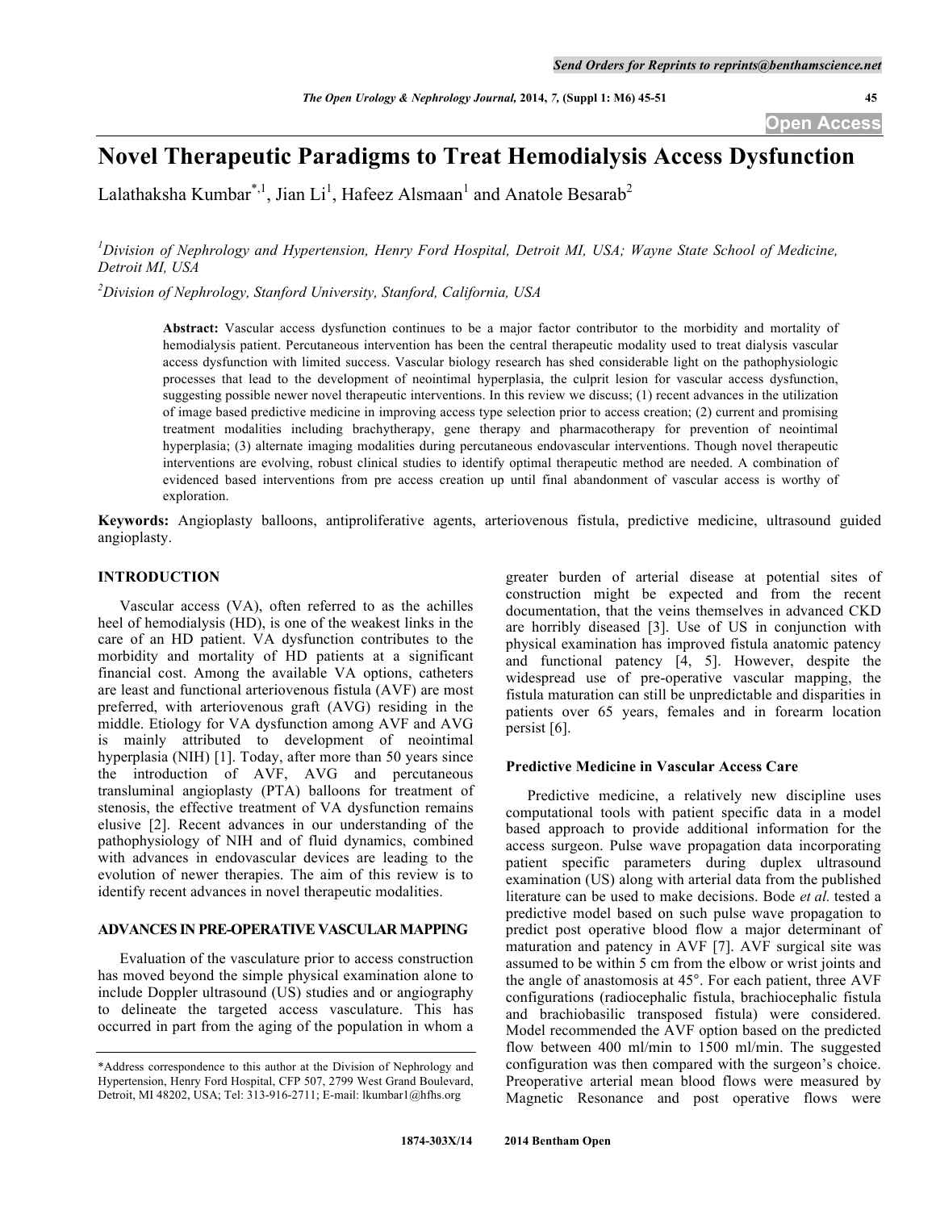# Novel Therapeutic Paradigms to Treat Hemodialysis Access Dysfunction

Lalathaksha Kumbar[*,1], Jian Li[1], Hafeez Alsmaan[1] and Anatole Besarab[2]

[1] *Division of Nephrology and Hypertension, Henry Ford Hospital, Detroit MI, USA; Wayne State School of Medicine, Detroit MI, USA*

[2] *Division of Nephrology, Stanford University, Stanford, California, USA*

**Abstract:** Vascular access dysfunction continues to be a major factor contributor to the morbidity and mortality of hemodialysis patient. Percutaneous intervention has been the central therapeutic modality used to treat dialysis vascular access dysfunction with limited success. Vascular biology research has shed considerable light on the pathophysiologic processes that lead to the development of neointimal hyperplasia, the culprit lesion for vascular access dysfunction, suggesting possible newer novel therapeutic interventions. In this review we discuss; (1) recent advances in the utilization of image based predictive medicine in improving access type selection prior to access creation; (2) current and promising treatment modalities including brachytherapy, gene therapy and pharmacotherapy for prevention of neointimal hyperplasia; (3) alternate imaging modalities during percutaneous endovascular interventions. Though novel therapeutic interventions are evolving, robust clinical studies to identify optimal therapeutic method are needed. A combination of evidenced based interventions from pre access creation up until final abandonment of vascular access is worthy of exploration.

**Keywords:** Angioplasty balloons, antiproliferative agents, arteriovenous fistula, predictive medicine, ultrasound guided angioplasty.

## INTRODUCTION

Vascular access (VA), often referred to as the achilles heel of hemodialysis (HD), is one of the weakest links in the care of an HD patient. VA dysfunction contributes to the morbidity and mortality of HD patients at a significant financial cost. Among the available VA options, catheters are least and functional arteriovenous fistula (AVF) are most preferred, with arteriovenous graft (AVG) residing in the middle. Etiology for VA dysfunction among AVF and AVG is mainly attributed to development of neointimal hyperplasia (NIH) [1]. Today, after more than 50 years since the introduction of AVF, AVG and percutaneous transluminal angioplasty (PTA) balloons for treatment of stenosis, the effective treatment of VA dysfunction remains elusive [2]. Recent advances in our understanding of the pathophysiology of NIH and of fluid dynamics, combined with advances in endovascular devices are leading to the evolution of newer therapies. The aim of this review is to identify recent advances in novel therapeutic modalities.

## ADVANCES IN PRE-OPERATIVE VASCULAR MAPPING

Evaluation of the vasculature prior to access construction has moved beyond the simple physical examination alone to include Doppler ultrasound (US) studies and or angiography to delineate the targeted access vasculature. This has occurred in part from the aging of the population in whom a greater burden of arterial disease at potential sites of construction might be expected and from the recent documentation, that the veins themselves in advanced CKD are horribly diseased [3]. Use of US in conjunction with physical examination has improved fistula anatomic patency and functional patency [4, 5]. However, despite the widespread use of pre-operative vascular mapping, the fistula maturation can still be unpredictable and disparities in patients over 65 years, females and in forearm location persist [6].

### Predictive Medicine in Vascular Access Care

Predictive medicine, a relatively new discipline uses computational tools with patient specific data in a model based approach to provide additional information for the access surgeon. Pulse wave propagation data incorporating patient specific parameters during duplex ultrasound examination (US) along with arterial data from the published literature can be used to make decisions. Bode *et al.* tested a predictive model based on such pulse wave propagation to predict post operative blood flow a major determinant of maturation and patency in AVF [7]. AVF surgical site was assumed to be within 5 cm from the elbow or wrist joints and the angle of anastomosis at 45°. For each patient, three AVF configurations (radiocephalic fistula, brachiocephalic fistula and brachiobasilic transposed fistula) were considered. Model recommended the AVF option based on the predicted flow between 400 ml/min to 1500 ml/min. The suggested configuration was then compared with the surgeon's choice. Preoperative arterial mean blood flows were measured by Magnetic Resonance and post operative flows were

*Address correspondence to this author at the Division of Nephrology and Hypertension, Henry Ford Hospital, CFP 507, 2799 West Grand Boulevard, Detroit, MI 48202, USA; Tel: 313-916-2711; E-mail: lkumbar1@hfhs.org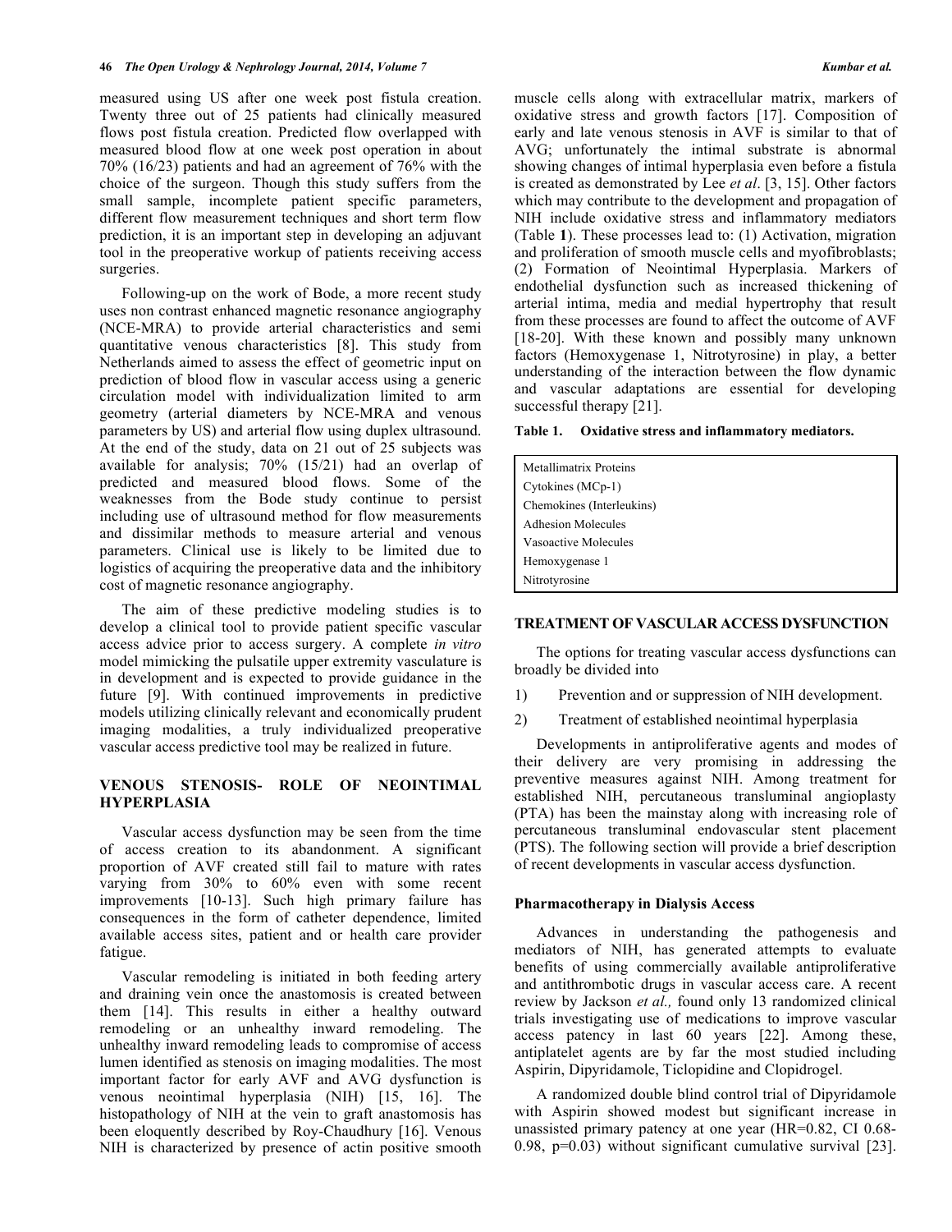measured using US after one week post fistula creation. Twenty three out of 25 patients had clinically measured flows post fistula creation. Predicted flow overlapped with measured blood flow at one week post operation in about 70% (16/23) patients and had an agreement of 76% with the choice of the surgeon. Though this study suffers from the small sample, incomplete patient specific parameters, different flow measurement techniques and short term flow prediction, it is an important step in developing an adjuvant tool in the preoperative workup of patients receiving access surgeries.

Following-up on the work of Bode, a more recent study uses non contrast enhanced magnetic resonance angiography (NCE-MRA) to provide arterial characteristics and semi quantitative venous characteristics [8]. This study from Netherlands aimed to assess the effect of geometric input on prediction of blood flow in vascular access using a generic circulation model with individualization limited to arm geometry (arterial diameters by NCE-MRA and venous parameters by US) and arterial flow using duplex ultrasound. At the end of the study, data on 21 out of 25 subjects was available for analysis; 70% (15/21) had an overlap of predicted and measured blood flows. Some of the weaknesses from the Bode study continue to persist including use of ultrasound method for flow measurements and dissimilar methods to measure arterial and venous parameters. Clinical use is likely to be limited due to logistics of acquiring the preoperative data and the inhibitory cost of magnetic resonance angiography.

The aim of these predictive modeling studies is to develop a clinical tool to provide patient specific vascular access advice prior to access surgery. A complete *in vitro* model mimicking the pulsatile upper extremity vasculature is in development and is expected to provide guidance in the future [9]. With continued improvements in predictive models utilizing clinically relevant and economically prudent imaging modalities, a truly individualized preoperative vascular access predictive tool may be realized in future.

## VENOUS STENOSIS- ROLE OF NEOINTIMAL HYPERPLASIA

Vascular access dysfunction may be seen from the time of access creation to its abandonment. A significant proportion of AVF created still fail to mature with rates varying from 30% to 60% even with some recent improvements [10-13]. Such high primary failure has consequences in the form of catheter dependence, limited available access sites, patient and or health care provider fatigue.

Vascular remodeling is initiated in both feeding artery and draining vein once the anastomosis is created between them [14]. This results in either a healthy outward remodeling or an unhealthy inward remodeling. The unhealthy inward remodeling leads to compromise of access lumen identified as stenosis on imaging modalities. The most important factor for early AVF and AVG dysfunction is venous neointimal hyperplasia (NIH) [15, 16]. The histopathology of NIH at the vein to graft anastomosis has been eloquently described by Roy-Chaudhury [16]. Venous NIH is characterized by presence of actin positive smooth muscle cells along with extracellular matrix, markers of oxidative stress and growth factors [17]. Composition of early and late venous stenosis in AVF is similar to that of AVG; unfortunately the intimal substrate is abnormal showing changes of intimal hyperplasia even before a fistula is created as demonstrated by Lee *et al*. [3, 15]. Other factors which may contribute to the development and propagation of NIH include oxidative stress and inflammatory mediators (Table **1**). These processes lead to: (1) Activation, migration and proliferation of smooth muscle cells and myofibroblasts; (2) Formation of Neointimal Hyperplasia. Markers of endothelial dysfunction such as increased thickening of arterial intima, media and medial hypertrophy that result from these processes are found to affect the outcome of AVF [18-20]. With these known and possibly many unknown factors (Hemoxygenase 1, Nitrotyrosine) in play, a better understanding of the interaction between the flow dynamic and vascular adaptations are essential for developing successful therapy [21].

**Table 1. Oxidative stress and inflammatory mediators.**

| |
|---|
| Metallimatrix Proteins |
| Cytokines (MCp-1) |
| Chemokines (Interleukins) |
| Adhesion Molecules |
| Vasoactive Molecules |
| Hemoxygenase 1 |
| Nitrotyrosine |

## TREATMENT OF VASCULAR ACCESS DYSFUNCTION

The options for treating vascular access dysfunctions can broadly be divided into

1) Prevention and or suppression of NIH development.
2) Treatment of established neointimal hyperplasia

Developments in antiproliferative agents and modes of their delivery are very promising in addressing the preventive measures against NIH. Among treatment for established NIH, percutaneous transluminal angioplasty (PTA) has been the mainstay along with increasing role of percutaneous transluminal endovascular stent placement (PTS). The following section will provide a brief description of recent developments in vascular access dysfunction.

### Pharmacotherapy in Dialysis Access

Advances in understanding the pathogenesis and mediators of NIH, has generated attempts to evaluate benefits of using commercially available antiproliferative and antithrombotic drugs in vascular access care. A recent review by Jackson *et al.,* found only 13 randomized clinical trials investigating use of medications to improve vascular access patency in last 60 years [22]. Among these, antiplatelet agents are by far the most studied including Aspirin, Dipyridamole, Ticlopidine and Clopidrogel.

A randomized double blind control trial of Dipyridamole with Aspirin showed modest but significant increase in unassisted primary patency at one year (HR=0.82, CI 0.68-0.98, p=0.03) without significant cumulative survival [23].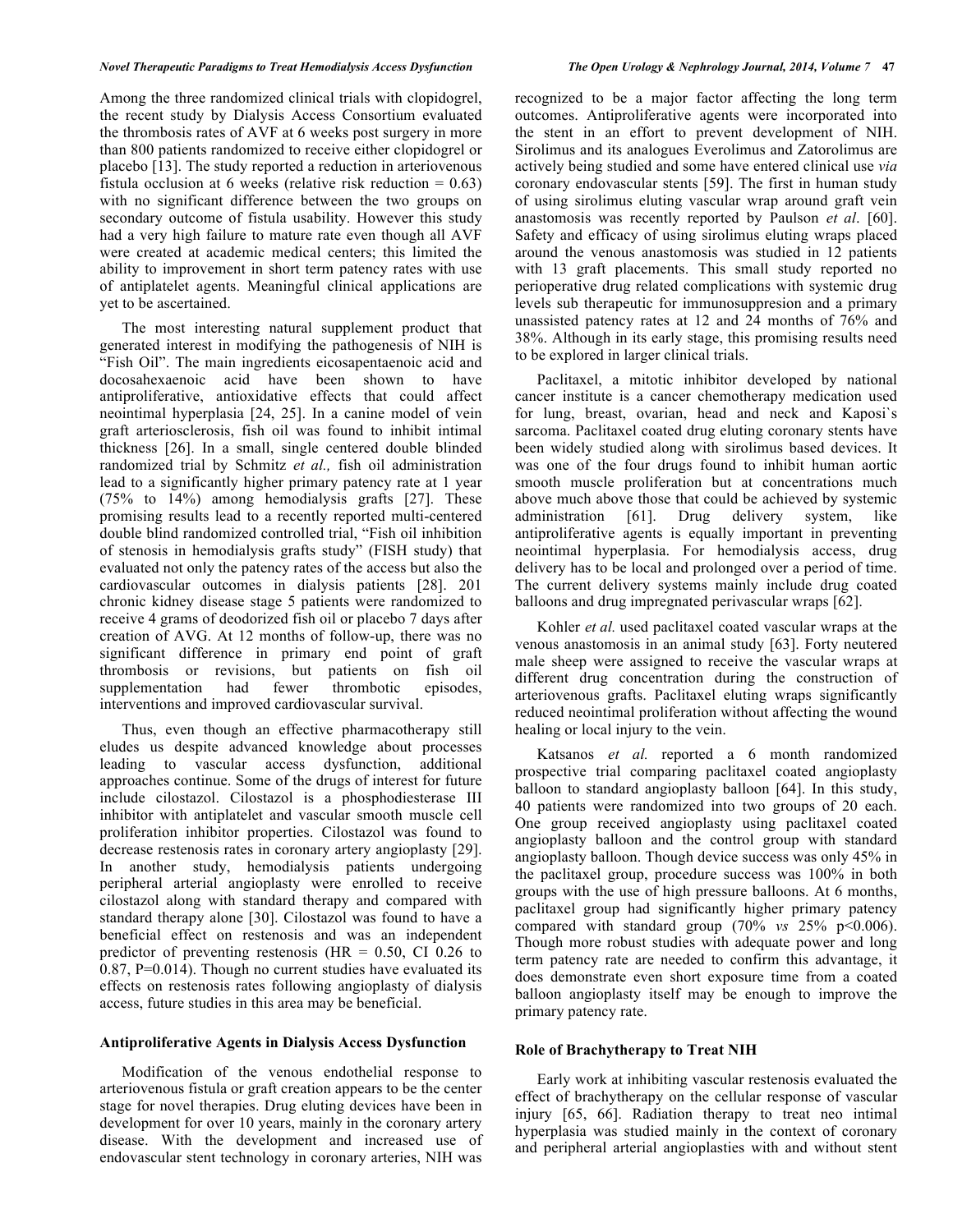Among the three randomized clinical trials with clopidogrel, the recent study by Dialysis Access Consortium evaluated the thrombosis rates of AVF at 6 weeks post surgery in more than 800 patients randomized to receive either clopidogrel or placebo [13]. The study reported a reduction in arteriovenous fistula occlusion at 6 weeks (relative risk reduction = 0.63) with no significant difference between the two groups on secondary outcome of fistula usability. However this study had a very high failure to mature rate even though all AVF were created at academic medical centers; this limited the ability to improvement in short term patency rates with use of antiplatelet agents. Meaningful clinical applications are yet to be ascertained.

The most interesting natural supplement product that generated interest in modifying the pathogenesis of NIH is "Fish Oil". The main ingredients eicosapentaenoic acid and docosahexaenoic acid have been shown to have antiproliferative, antioxidative effects that could affect neointimal hyperplasia [24, 25]. In a canine model of vein graft arteriosclerosis, fish oil was found to inhibit intimal thickness [26]. In a small, single centered double blinded randomized trial by Schmitz *et al.,* fish oil administration lead to a significantly higher primary patency rate at 1 year (75% to 14%) among hemodialysis grafts [27]. These promising results lead to a recently reported multi-centered double blind randomized controlled trial, "Fish oil inhibition of stenosis in hemodialysis grafts study" (FISH study) that evaluated not only the patency rates of the access but also the cardiovascular outcomes in dialysis patients [28]. 201 chronic kidney disease stage 5 patients were randomized to receive 4 grams of deodorized fish oil or placebo 7 days after creation of AVG. At 12 months of follow-up, there was no significant difference in primary end point of graft thrombosis or revisions, but patients on fish oil supplementation had fewer thrombotic episodes, interventions and improved cardiovascular survival.

Thus, even though an effective pharmacotherapy still eludes us despite advanced knowledge about processes leading to vascular access dysfunction, additional approaches continue. Some of the drugs of interest for future include cilostazol. Cilostazol is a phosphodiesterase III inhibitor with antiplatelet and vascular smooth muscle cell proliferation inhibitor properties. Cilostazol was found to decrease restenosis rates in coronary artery angioplasty [29]. In another study, hemodialysis patients undergoing peripheral arterial angioplasty were enrolled to receive cilostazol along with standard therapy and compared with standard therapy alone [30]. Cilostazol was found to have a beneficial effect on restenosis and was an independent predictor of preventing restenosis (HR = 0.50, CI 0.26 to 0.87, P=0.014). Though no current studies have evaluated its effects on restenosis rates following angioplasty of dialysis access, future studies in this area may be beneficial.

### Antiproliferative Agents in Dialysis Access Dysfunction

Modification of the venous endothelial response to arteriovenous fistula or graft creation appears to be the center stage for novel therapies. Drug eluting devices have been in development for over 10 years, mainly in the coronary artery disease. With the development and increased use of endovascular stent technology in coronary arteries, NIH was recognized to be a major factor affecting the long term outcomes. Antiproliferative agents were incorporated into the stent in an effort to prevent development of NIH. Sirolimus and its analogues Everolimus and Zatorolimus are actively being studied and some have entered clinical use *via* coronary endovascular stents [59]. The first in human study of using sirolimus eluting vascular wrap around graft vein anastomosis was recently reported by Paulson *et al*. [60]. Safety and efficacy of using sirolimus eluting wraps placed around the venous anastomosis was studied in 12 patients with 13 graft placements. This small study reported no perioperative drug related complications with systemic drug levels sub therapeutic for immunosuppresion and a primary unassisted patency rates at 12 and 24 months of 76% and 38%. Although in its early stage, this promising results need to be explored in larger clinical trials.

Paclitaxel, a mitotic inhibitor developed by national cancer institute is a cancer chemotherapy medication used for lung, breast, ovarian, head and neck and Kaposi`s sarcoma. Paclitaxel coated drug eluting coronary stents have been widely studied along with sirolimus based devices. It was one of the four drugs found to inhibit human aortic smooth muscle proliferation but at concentrations much above much above those that could be achieved by systemic administration [61]. Drug delivery system, like antiproliferative agents is equally important in preventing neointimal hyperplasia. For hemodialysis access, drug delivery has to be local and prolonged over a period of time. The current delivery systems mainly include drug coated balloons and drug impregnated perivascular wraps [62].

Kohler *et al.* used paclitaxel coated vascular wraps at the venous anastomosis in an animal study [63]. Forty neutered male sheep were assigned to receive the vascular wraps at different drug concentration during the construction of arteriovenous grafts. Paclitaxel eluting wraps significantly reduced neointimal proliferation without affecting the wound healing or local injury to the vein.

Katsanos *et al.* reported a 6 month randomized prospective trial comparing paclitaxel coated angioplasty balloon to standard angioplasty balloon [64]. In this study, 40 patients were randomized into two groups of 20 each. One group received angioplasty using paclitaxel coated angioplasty balloon and the control group with standard angioplasty balloon. Though device success was only 45% in the paclitaxel group, procedure success was 100% in both groups with the use of high pressure balloons. At 6 months, paclitaxel group had significantly higher primary patency compared with standard group (70% *vs* 25% p<0.006). Though more robust studies with adequate power and long term patency rate are needed to confirm this advantage, it does demonstrate even short exposure time from a coated balloon angioplasty itself may be enough to improve the primary patency rate.

### Role of Brachytherapy to Treat NIH

Early work at inhibiting vascular restenosis evaluated the effect of brachytherapy on the cellular response of vascular injury [65, 66]. Radiation therapy to treat neo intimal hyperplasia was studied mainly in the context of coronary and peripheral arterial angioplasties with and without stent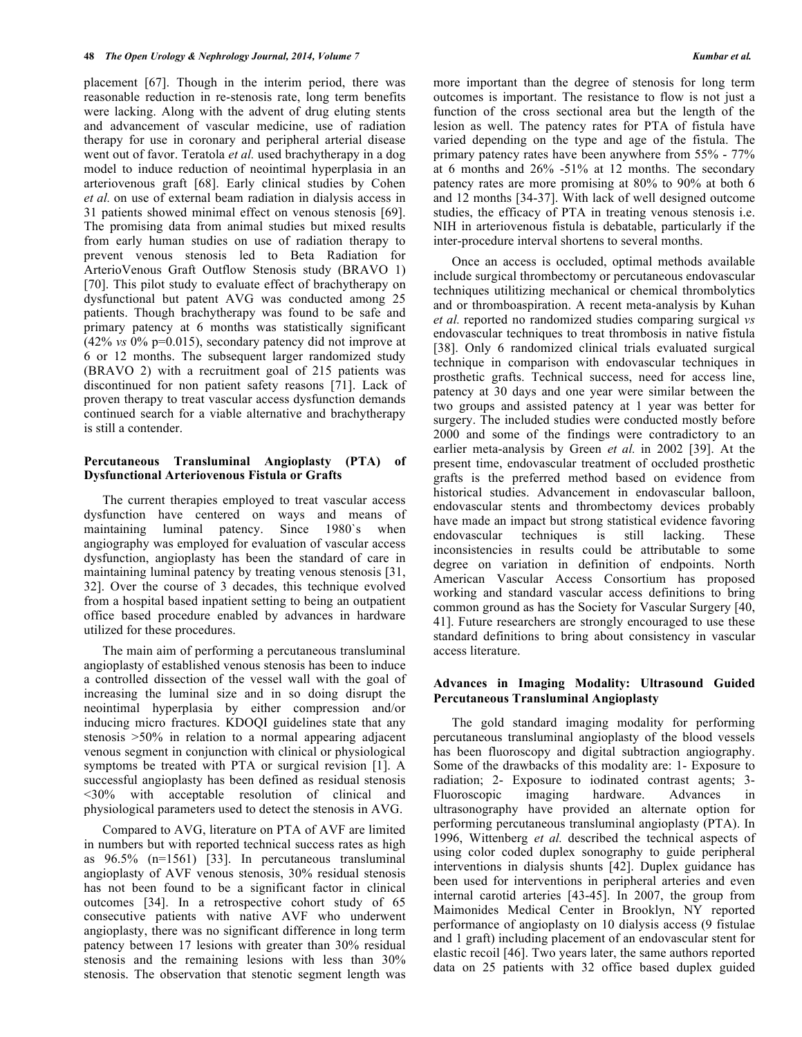placement [67]. Though in the interim period, there was reasonable reduction in re-stenosis rate, long term benefits were lacking. Along with the advent of drug eluting stents and advancement of vascular medicine, use of radiation therapy for use in coronary and peripheral arterial disease went out of favor. Teratola *et al.* used brachytherapy in a dog model to induce reduction of neointimal hyperplasia in an arteriovenous graft [68]. Early clinical studies by Cohen *et al.* on use of external beam radiation in dialysis access in 31 patients showed minimal effect on venous stenosis [69]. The promising data from animal studies but mixed results from early human studies on use of radiation therapy to prevent venous stenosis led to Beta Radiation for ArterioVenous Graft Outflow Stenosis study (BRAVO 1) [70]. This pilot study to evaluate effect of brachytherapy on dysfunctional but patent AVG was conducted among 25 patients. Though brachytherapy was found to be safe and primary patency at 6 months was statistically significant (42% *vs* 0% p=0.015), secondary patency did not improve at 6 or 12 months. The subsequent larger randomized study (BRAVO 2) with a recruitment goal of 215 patients was discontinued for non patient safety reasons [71]. Lack of proven therapy to treat vascular access dysfunction demands continued search for a viable alternative and brachytherapy is still a contender.

### Percutaneous Transluminal Angioplasty (PTA) of Dysfunctional Arteriovenous Fistula or Grafts

The current therapies employed to treat vascular access dysfunction have centered on ways and means of maintaining luminal patency. Since 1980`s when angiography was employed for evaluation of vascular access dysfunction, angioplasty has been the standard of care in maintaining luminal patency by treating venous stenosis [31, 32]. Over the course of 3 decades, this technique evolved from a hospital based inpatient setting to being an outpatient office based procedure enabled by advances in hardware utilized for these procedures.

The main aim of performing a percutaneous transluminal angioplasty of established venous stenosis has been to induce a controlled dissection of the vessel wall with the goal of increasing the luminal size and in so doing disrupt the neointimal hyperplasia by either compression and/or inducing micro fractures. KDOQI guidelines state that any stenosis >50% in relation to a normal appearing adjacent venous segment in conjunction with clinical or physiological symptoms be treated with PTA or surgical revision [1]. A successful angioplasty has been defined as residual stenosis <30% with acceptable resolution of clinical and physiological parameters used to detect the stenosis in AVG.

Compared to AVG, literature on PTA of AVF are limited in numbers but with reported technical success rates as high as 96.5% (n=1561) [33]. In percutaneous transluminal angioplasty of AVF venous stenosis, 30% residual stenosis has not been found to be a significant factor in clinical outcomes [34]. In a retrospective cohort study of 65 consecutive patients with native AVF who underwent angioplasty, there was no significant difference in long term patency between 17 lesions with greater than 30% residual stenosis and the remaining lesions with less than 30% stenosis. The observation that stenotic segment length was more important than the degree of stenosis for long term outcomes is important. The resistance to flow is not just a function of the cross sectional area but the length of the lesion as well. The patency rates for PTA of fistula have varied depending on the type and age of the fistula. The primary patency rates have been anywhere from 55% - 77% at 6 months and 26% -51% at 12 months. The secondary patency rates are more promising at 80% to 90% at both 6 and 12 months [34-37]. With lack of well designed outcome studies, the efficacy of PTA in treating venous stenosis i.e. NIH in arteriovenous fistula is debatable, particularly if the inter-procedure interval shortens to several months.

Once an access is occluded, optimal methods available include surgical thrombectomy or percutaneous endovascular techniques utilitizing mechanical or chemical thrombolytics and or thromboaspiration. A recent meta-analysis by Kuhan *et al.* reported no randomized studies comparing surgical *vs* endovascular techniques to treat thrombosis in native fistula [38]. Only 6 randomized clinical trials evaluated surgical technique in comparison with endovascular techniques in prosthetic grafts. Technical success, need for access line, patency at 30 days and one year were similar between the two groups and assisted patency at 1 year was better for surgery. The included studies were conducted mostly before 2000 and some of the findings were contradictory to an earlier meta-analysis by Green *et al.* in 2002 [39]. At the present time, endovascular treatment of occluded prosthetic grafts is the preferred method based on evidence from historical studies. Advancement in endovascular balloon, endovascular stents and thrombectomy devices probably have made an impact but strong statistical evidence favoring endovascular techniques is still lacking. These inconsistencies in results could be attributable to some degree on variation in definition of endpoints. North American Vascular Access Consortium has proposed working and standard vascular access definitions to bring common ground as has the Society for Vascular Surgery [40, 41]. Future researchers are strongly encouraged to use these standard definitions to bring about consistency in vascular access literature.

### Advances in Imaging Modality: Ultrasound Guided Percutaneous Transluminal Angioplasty

The gold standard imaging modality for performing percutaneous transluminal angioplasty of the blood vessels has been fluoroscopy and digital subtraction angiography. Some of the drawbacks of this modality are: 1- Exposure to radiation; 2- Exposure to iodinated contrast agents; 3- Fluoroscopic imaging hardware. Advances in ultrasonography have provided an alternate option for performing percutaneous transluminal angioplasty (PTA). In 1996, Wittenberg *et al.* described the technical aspects of using color coded duplex sonography to guide peripheral interventions in dialysis shunts [42]. Duplex guidance has been used for interventions in peripheral arteries and even internal carotid arteries [43-45]. In 2007, the group from Maimonides Medical Center in Brooklyn, NY reported performance of angioplasty on 10 dialysis access (9 fistulae and 1 graft) including placement of an endovascular stent for elastic recoil [46]. Two years later, the same authors reported data on 25 patients with 32 office based duplex guided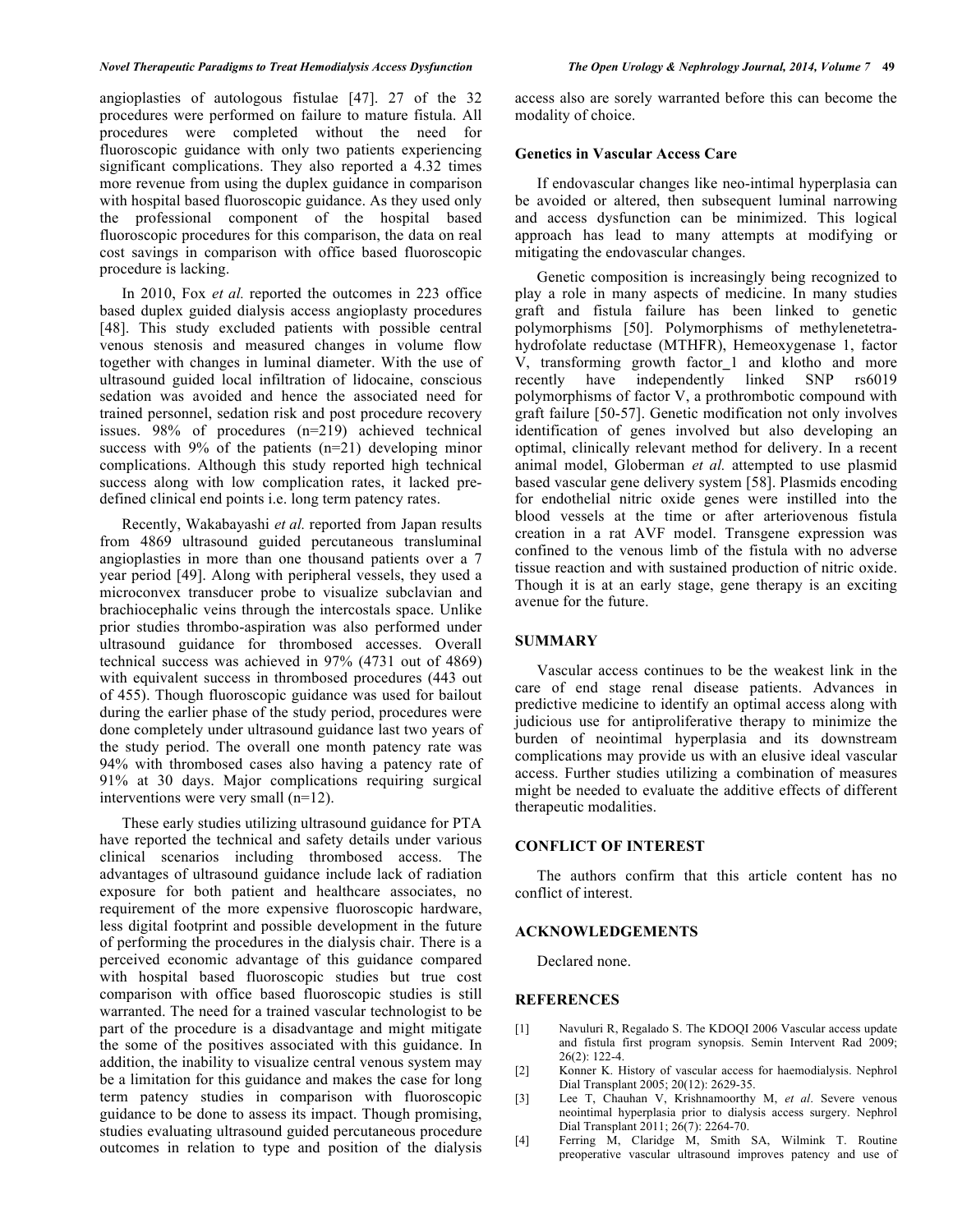angioplasties of autologous fistulae [47]. 27 of the 32 procedures were performed on failure to mature fistula. All procedures were completed without the need for fluoroscopic guidance with only two patients experiencing significant complications. They also reported a 4.32 times more revenue from using the duplex guidance in comparison with hospital based fluoroscopic guidance. As they used only the professional component of the hospital based fluoroscopic procedures for this comparison, the data on real cost savings in comparison with office based fluoroscopic procedure is lacking.

In 2010, Fox *et al.* reported the outcomes in 223 office based duplex guided dialysis access angioplasty procedures [48]. This study excluded patients with possible central venous stenosis and measured changes in volume flow together with changes in luminal diameter. With the use of ultrasound guided local infiltration of lidocaine, conscious sedation was avoided and hence the associated need for trained personnel, sedation risk and post procedure recovery issues. 98% of procedures (n=219) achieved technical success with 9% of the patients (n=21) developing minor complications. Although this study reported high technical success along with low complication rates, it lacked pre-defined clinical end points i.e. long term patency rates.

Recently, Wakabayashi *et al.* reported from Japan results from 4869 ultrasound guided percutaneous transluminal angioplasties in more than one thousand patients over a 7 year period [49]. Along with peripheral vessels, they used a microconvex transducer probe to visualize subclavian and brachiocephalic veins through the intercostals space. Unlike prior studies thrombo-aspiration was also performed under ultrasound guidance for thrombosed accesses. Overall technical success was achieved in 97% (4731 out of 4869) with equivalent success in thrombosed procedures (443 out of 455). Though fluoroscopic guidance was used for bailout during the earlier phase of the study period, procedures were done completely under ultrasound guidance last two years of the study period. The overall one month patency rate was 94% with thrombosed cases also having a patency rate of 91% at 30 days. Major complications requiring surgical interventions were very small (n=12).

These early studies utilizing ultrasound guidance for PTA have reported the technical and safety details under various clinical scenarios including thrombosed access. The advantages of ultrasound guidance include lack of radiation exposure for both patient and healthcare associates, no requirement of the more expensive fluoroscopic hardware, less digital footprint and possible development in the future of performing the procedures in the dialysis chair. There is a perceived economic advantage of this guidance compared with hospital based fluoroscopic studies but true cost comparison with office based fluoroscopic studies is still warranted. The need for a trained vascular technologist to be part of the procedure is a disadvantage and might mitigate the some of the positives associated with this guidance. In addition, the inability to visualize central venous system may be a limitation for this guidance and makes the case for long term patency studies in comparison with fluoroscopic guidance to be done to assess its impact. Though promising, studies evaluating ultrasound guided percutaneous procedure outcomes in relation to type and position of the dialysis access also are sorely warranted before this can become the modality of choice.

### Genetics in Vascular Access Care

If endovascular changes like neo-intimal hyperplasia can be avoided or altered, then subsequent luminal narrowing and access dysfunction can be minimized. This logical approach has lead to many attempts at modifying or mitigating the endovascular changes.

Genetic composition is increasingly being recognized to play a role in many aspects of medicine. In many studies graft and fistula failure has been linked to genetic polymorphisms [50]. Polymorphisms of methylenetetra-hydrofolate reductase (MTHFR), Hemeoxygenase 1, factor V, transforming growth factor_1 and klotho and more recently have independently linked SNP rs6019 polymorphisms of factor V, a prothrombotic compound with graft failure [50-57]. Genetic modification not only involves identification of genes involved but also developing an optimal, clinically relevant method for delivery. In a recent animal model, Globerman *et al.* attempted to use plasmid based vascular gene delivery system [58]. Plasmids encoding for endothelial nitric oxide genes were instilled into the blood vessels at the time or after arteriovenous fistula creation in a rat AVF model. Transgene expression was confined to the venous limb of the fistula with no adverse tissue reaction and with sustained production of nitric oxide. Though it is at an early stage, gene therapy is an exciting avenue for the future.

## SUMMARY

Vascular access continues to be the weakest link in the care of end stage renal disease patients. Advances in predictive medicine to identify an optimal access along with judicious use for antiproliferative therapy to minimize the burden of neointimal hyperplasia and its downstream complications may provide us with an elusive ideal vascular access. Further studies utilizing a combination of measures might be needed to evaluate the additive effects of different therapeutic modalities.

## CONFLICT OF INTEREST

The authors confirm that this article content has no conflict of interest.

## ACKNOWLEDGEMENTS

Declared none.

## REFERENCES

[1] Navuluri R, Regalado S. The KDOQI 2006 Vascular access update and fistula first program synopsis. Semin Intervent Rad 2009; 26(2): 122-4.

[2] Konner K. History of vascular access for haemodialysis. Nephrol Dial Transplant 2005; 20(12): 2629-35.

[3] Lee T, Chauhan V, Krishnamoorthy M, *et al*. Severe venous neointimal hyperplasia prior to dialysis access surgery. Nephrol Dial Transplant 2011; 26(7): 2264-70.

[4] Ferring M, Claridge M, Smith SA, Wilmink T. Routine preoperative vascular ultrasound improves patency and use of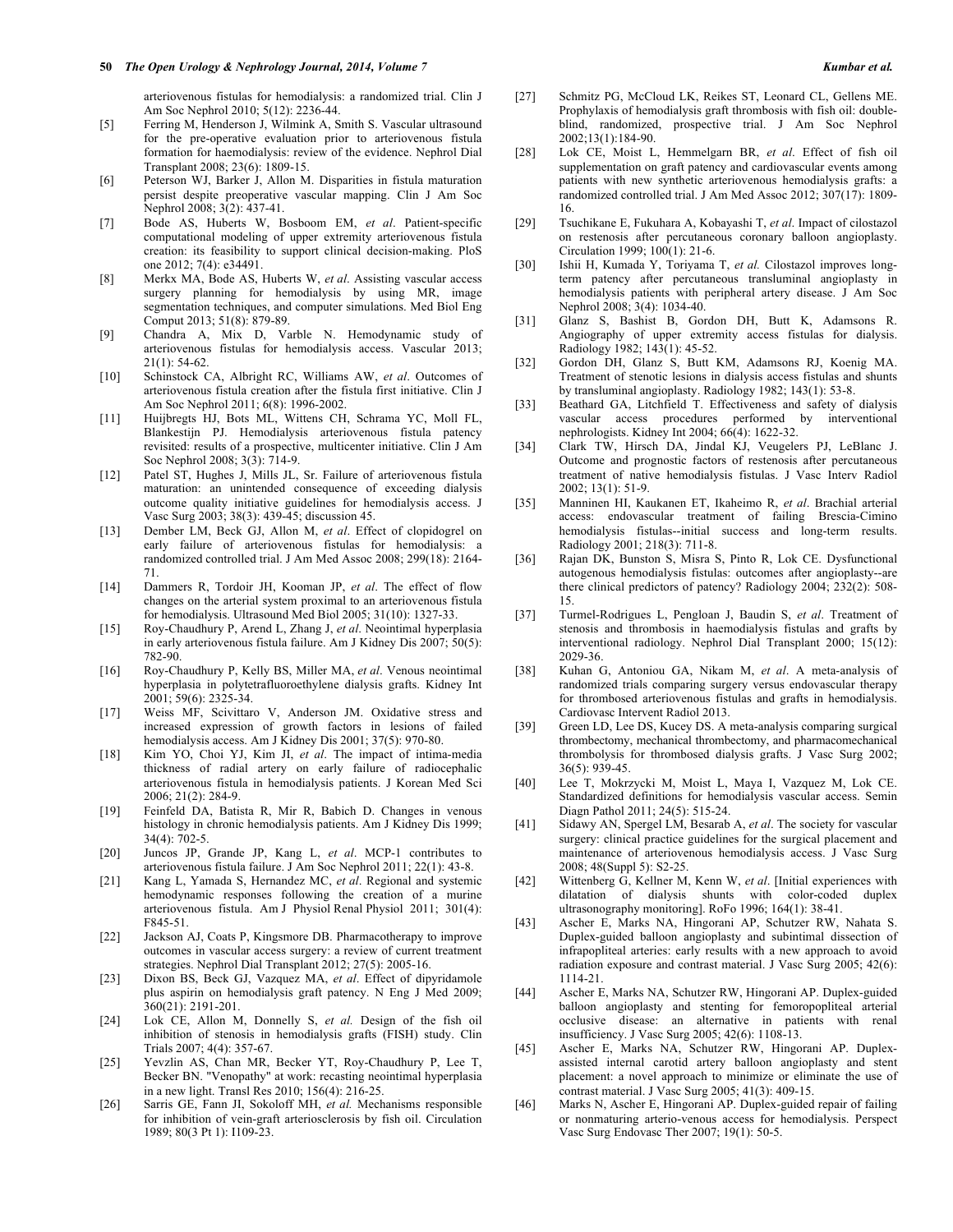arteriovenous fistulas for hemodialysis: a randomized trial. Clin J Am Soc Nephrol 2010; 5(12): 2236-44.

[5] Ferring M, Henderson J, Wilmink A, Smith S. Vascular ultrasound for the pre-operative evaluation prior to arteriovenous fistula formation for haemodialysis: review of the evidence. Nephrol Dial Transplant 2008; 23(6): 1809-15.

[6] Peterson WJ, Barker J, Allon M. Disparities in fistula maturation persist despite preoperative vascular mapping. Clin J Am Soc Nephrol 2008; 3(2): 437-41.

[7] Bode AS, Huberts W, Bosboom EM, *et al*. Patient-specific computational modeling of upper extremity arteriovenous fistula creation: its feasibility to support clinical decision-making. PloS one 2012; 7(4): e34491.

[8] Merkx MA, Bode AS, Huberts W, *et al*. Assisting vascular access surgery planning for hemodialysis by using MR, image segmentation techniques, and computer simulations. Med Biol Eng Comput 2013; 51(8): 879-89.

[9] Chandra A, Mix D, Varble N. Hemodynamic study of arteriovenous fistulas for hemodialysis access. Vascular 2013; 21(1): 54-62.

[10] Schinstock CA, Albright RC, Williams AW, *et al*. Outcomes of arteriovenous fistula creation after the fistula first initiative. Clin J Am Soc Nephrol 2011; 6(8): 1996-2002.

[11] Huijbregts HJ, Bots ML, Wittens CH, Schrama YC, Moll FL, Blankestijn PJ. Hemodialysis arteriovenous fistula patency revisited: results of a prospective, multicenter initiative. Clin J Am Soc Nephrol 2008; 3(3): 714-9.

[12] Patel ST, Hughes J, Mills JL, Sr. Failure of arteriovenous fistula maturation: an unintended consequence of exceeding dialysis outcome quality initiative guidelines for hemodialysis access. J Vasc Surg 2003; 38(3): 439-45; discussion 45.

[13] Dember LM, Beck GJ, Allon M, *et al*. Effect of clopidogrel on early failure of arteriovenous fistulas for hemodialysis: a randomized controlled trial. J Am Med Assoc 2008; 299(18): 2164-71.

[14] Dammers R, Tordoir JH, Kooman JP, *et al*. The effect of flow changes on the arterial system proximal to an arteriovenous fistula for hemodialysis. Ultrasound Med Biol 2005; 31(10): 1327-33.

[15] Roy-Chaudhury P, Arend L, Zhang J, *et al*. Neointimal hyperplasia in early arteriovenous fistula failure. Am J Kidney Dis 2007; 50(5): 782-90.

[16] Roy-Chaudhury P, Kelly BS, Miller MA, *et al*. Venous neointimal hyperplasia in polytetrafluoroethylene dialysis grafts. Kidney Int 2001; 59(6): 2325-34.

[17] Weiss MF, Scivittaro V, Anderson JM. Oxidative stress and increased expression of growth factors in lesions of failed hemodialysis access. Am J Kidney Dis 2001; 37(5): 970-80.

[18] Kim YO, Choi YJ, Kim JI, *et al*. The impact of intima-media thickness of radial artery on early failure of radiocephalic arteriovenous fistula in hemodialysis patients. J Korean Med Sci 2006; 21(2): 284-9.

[19] Feinfeld DA, Batista R, Mir R, Babich D. Changes in venous histology in chronic hemodialysis patients. Am J Kidney Dis 1999; 34(4): 702-5.

[20] Juncos JP, Grande JP, Kang L, *et al*. MCP-1 contributes to arteriovenous fistula failure. J Am Soc Nephrol 2011; 22(1): 43-8.

[21] Kang L, Yamada S, Hernandez MC, *et al*. Regional and systemic hemodynamic responses following the creation of a murine arteriovenous fistula. Am J Physiol Renal Physiol 2011; 301(4): F845-51.

[22] Jackson AJ, Coats P, Kingsmore DB. Pharmacotherapy to improve outcomes in vascular access surgery: a review of current treatment strategies. Nephrol Dial Transplant 2012; 27(5): 2005-16.

[23] Dixon BS, Beck GJ, Vazquez MA, *et al*. Effect of dipyridamole plus aspirin on hemodialysis graft patency. N Eng J Med 2009; 360(21): 2191-201.

[24] Lok CE, Allon M, Donnelly S, *et al.* Design of the fish oil inhibition of stenosis in hemodialysis grafts (FISH) study. Clin Trials 2007; 4(4): 357-67.

[25] Yevzlin AS, Chan MR, Becker YT, Roy-Chaudhury P, Lee T, Becker BN. "Venopathy" at work: recasting neointimal hyperplasia in a new light. Transl Res 2010; 156(4): 216-25.

[26] Sarris GE, Fann JI, Sokoloff MH, *et al.* Mechanisms responsible for inhibition of vein-graft arteriosclerosis by fish oil. Circulation 1989; 80(3 Pt 1): I109-23.

[27] Schmitz PG, McCloud LK, Reikes ST, Leonard CL, Gellens ME. Prophylaxis of hemodialysis graft thrombosis with fish oil: double-blind, randomized, prospective trial. J Am Soc Nephrol 2002;13(1):184-90.

[28] Lok CE, Moist L, Hemmelgarn BR, *et al*. Effect of fish oil supplementation on graft patency and cardiovascular events among patients with new synthetic arteriovenous hemodialysis grafts: a randomized controlled trial. J Am Med Assoc 2012; 307(17): 1809-16.

[29] Tsuchikane E, Fukuhara A, Kobayashi T, *et al*. Impact of cilostazol on restenosis after percutaneous coronary balloon angioplasty. Circulation 1999; 100(1): 21-6.

[30] Ishii H, Kumada Y, Toriyama T, *et al.* Cilostazol improves long-term patency after percutaneous transluminal angioplasty in hemodialysis patients with peripheral artery disease. J Am Soc Nephrol 2008; 3(4): 1034-40.

[31] Glanz S, Bashist B, Gordon DH, Butt K, Adamsons R. Angiography of upper extremity access fistulas for dialysis. Radiology 1982; 143(1): 45-52.

[32] Gordon DH, Glanz S, Butt KM, Adamsons RJ, Koenig MA. Treatment of stenotic lesions in dialysis access fistulas and shunts by transluminal angioplasty. Radiology 1982; 143(1): 53-8.

[33] Beathard GA, Litchfield T. Effectiveness and safety of dialysis vascular access procedures performed by interventional nephrologists. Kidney Int 2004; 66(4): 1622-32.

[34] Clark TW, Hirsch DA, Jindal KJ, Veugelers PJ, LeBlanc J. Outcome and prognostic factors of restenosis after percutaneous treatment of native hemodialysis fistulas. J Vasc Interv Radiol 2002; 13(1): 51-9.

[35] Manninen HI, Kaukanen ET, Ikaheimo R, *et al*. Brachial arterial access: endovascular treatment of failing Brescia-Cimino hemodialysis fistulas--initial success and long-term results. Radiology 2001; 218(3): 711-8.

[36] Rajan DK, Bunston S, Misra S, Pinto R, Lok CE. Dysfunctional autogenous hemodialysis fistulas: outcomes after angioplasty--are there clinical predictors of patency? Radiology 2004; 232(2): 508-15.

[37] Turmel-Rodrigues L, Pengloan J, Baudin S, *et al*. Treatment of stenosis and thrombosis in haemodialysis fistulas and grafts by interventional radiology. Nephrol Dial Transplant 2000; 15(12): 2029-36.

[38] Kuhan G, Antoniou GA, Nikam M, *et al*. A meta-analysis of randomized trials comparing surgery versus endovascular therapy for thrombosed arteriovenous fistulas and grafts in hemodialysis. Cardiovasc Intervent Radiol 2013.

[39] Green LD, Lee DS, Kucey DS. A meta-analysis comparing surgical thrombectomy, mechanical thrombectomy, and pharmacomechanical thrombolysis for thrombosed dialysis grafts. J Vasc Surg 2002; 36(5): 939-45.

[40] Lee T, Mokrzycki M, Moist L, Maya I, Vazquez M, Lok CE. Standardized definitions for hemodialysis vascular access. Semin Diagn Pathol 2011; 24(5): 515-24.

[41] Sidawy AN, Spergel LM, Besarab A, *et al*. The society for vascular surgery: clinical practice guidelines for the surgical placement and maintenance of arteriovenous hemodialysis access. J Vasc Surg 2008; 48(Suppl 5): S2-25.

[42] Wittenberg G, Kellner M, Kenn W, *et al*. [Initial experiences with dilatation of dialysis shunts with color-coded duplex ultrasonography monitoring]. RoFo 1996; 164(1): 38-41.

[43] Ascher E, Marks NA, Hingorani AP, Schutzer RW, Nahata S. Duplex-guided balloon angioplasty and subintimal dissection of infrapopliteal arteries: early results with a new approach to avoid radiation exposure and contrast material. J Vasc Surg 2005; 42(6): 1114-21.

[44] Ascher E, Marks NA, Schutzer RW, Hingorani AP. Duplex-guided balloon angioplasty and stenting for femoropopliteal arterial occlusive disease: an alternative in patients with renal insufficiency. J Vasc Surg 2005; 42(6): 1108-13.

[45] Ascher E, Marks NA, Schutzer RW, Hingorani AP. Duplex-assisted internal carotid artery balloon angioplasty and stent placement: a novel approach to minimize or eliminate the use of contrast material. J Vasc Surg 2005; 41(3): 409-15.

[46] Marks N, Ascher E, Hingorani AP. Duplex-guided repair of failing or nonmaturing arterio-venous access for hemodialysis. Perspect Vasc Surg Endovasc Ther 2007; 19(1): 50-5.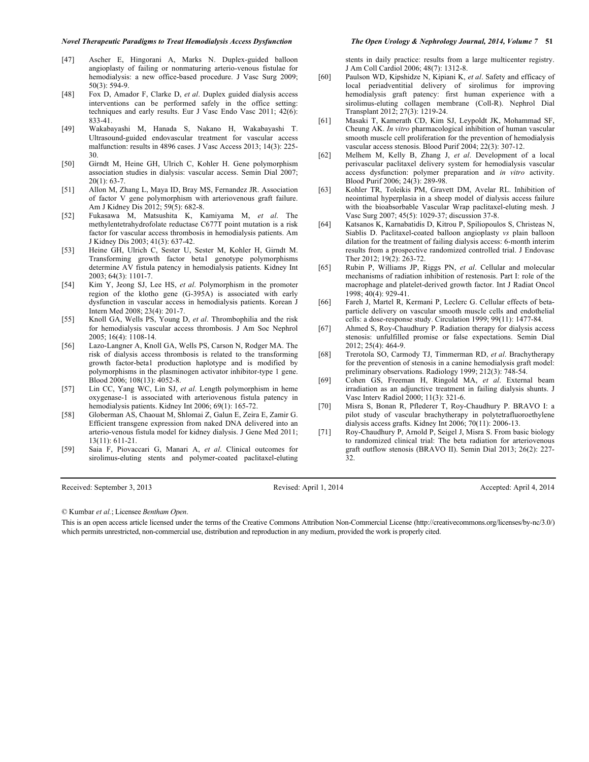[47] Ascher E, Hingorani A, Marks N. Duplex-guided balloon angioplasty of failing or nonmaturing arterio-venous fistulae for hemodialysis: a new office-based procedure. J Vasc Surg 2009; 50(3): 594-9.

[48] Fox D, Amador F, Clarke D, *et al*. Duplex guided dialysis access interventions can be performed safely in the office setting: techniques and early results. Eur J Vasc Endo Vasc 2011; 42(6): 833-41.

[49] Wakabayashi M, Hanada S, Nakano H, Wakabayashi T. Ultrasound-guided endovascular treatment for vascular access malfunction: results in 4896 cases. J Vasc Access 2013; 14(3): 225-30.

[50] Girndt M, Heine GH, Ulrich C, Kohler H. Gene polymorphism association studies in dialysis: vascular access. Semin Dial 2007; 20(1): 63-7.

[51] Allon M, Zhang L, Maya ID, Bray MS, Fernandez JR. Association of factor V gene polymorphism with arteriovenous graft failure. Am J Kidney Dis 2012; 59(5): 682-8.

[52] Fukasawa M, Matsushita K, Kamiyama M, *et al*. The methylentetrahydrofolate reductase C677T point mutation is a risk factor for vascular access thrombosis in hemodialysis patients. Am J Kidney Dis 2003; 41(3): 637-42.

[53] Heine GH, Ulrich C, Sester U, Sester M, Kohler H, Girndt M. Transforming growth factor beta1 genotype polymorphisms determine AV fistula patency in hemodialysis patients. Kidney Int 2003; 64(3): 1101-7.

[54] Kim Y, Jeong SJ, Lee HS, *et al*. Polymorphism in the promoter region of the klotho gene (G-395A) is associated with early dysfunction in vascular access in hemodialysis patients. Korean J Intern Med 2008; 23(4): 201-7.

[55] Knoll GA, Wells PS, Young D, *et al*. Thrombophilia and the risk for hemodialysis vascular access thrombosis. J Am Soc Nephrol 2005; 16(4): 1108-14.

[56] Lazo-Langner A, Knoll GA, Wells PS, Carson N, Rodger MA. The risk of dialysis access thrombosis is related to the transforming growth factor-beta1 production haplotype and is modified by polymorphisms in the plasminogen activator inhibitor-type 1 gene. Blood 2006; 108(13): 4052-8.

[57] Lin CC, Yang WC, Lin SJ, *et al*. Length polymorphism in heme oxygenase-1 is associated with arteriovenous fistula patency in hemodialysis patients. Kidney Int 2006; 69(1): 165-72.

[58] Globerman AS, Chaouat M, Shlomai Z, Galun E, Zeira E, Zamir G. Efficient transgene expression from naked DNA delivered into an arterio-venous fistula model for kidney dialysis. J Gene Med 2011; 13(11): 611-21.

[59] Saia F, Piovaccari G, Manari A, *et al*. Clinical outcomes for sirolimus-eluting stents and polymer-coated paclitaxel-eluting stents in daily practice: results from a large multicenter registry. J Am Coll Cardiol 2006; 48(7): 1312-8.

[60] Paulson WD, Kipshidze N, Kipiani K, *et al*. Safety and efficacy of local periadventitial delivery of sirolimus for improving hemodialysis graft patency: first human experience with a sirolimus-eluting collagen membrane (Coll-R). Nephrol Dial Transplant 2012; 27(3): 1219-24.

[61] Masaki T, Kamerath CD, Kim SJ, Leypoldt JK, Mohammad SF, Cheung AK. *In vitro* pharmacological inhibition of human vascular smooth muscle cell proliferation for the prevention of hemodialysis vascular access stenosis. Blood Purif 2004; 22(3): 307-12.

[62] Melhem M, Kelly B, Zhang J, *et al*. Development of a local perivascular paclitaxel delivery system for hemodialysis vascular access dysfunction: polymer preparation and *in vitro* activity. Blood Purif 2006; 24(3): 289-98.

[63] Kohler TR, Toleikis PM, Gravett DM, Avelar RL. Inhibition of neointimal hyperplasia in a sheep model of dialysis access failure with the bioabsorbable Vascular Wrap paclitaxel-eluting mesh. J Vasc Surg 2007; 45(5): 1029-37; discussion 37-8.

[64] Katsanos K, Karnabatidis D, Kitrou P, Spiliopoulos S, Christeas N, Siablis D. Paclitaxel-coated balloon angioplasty *vs* plain balloon dilation for the treatment of failing dialysis access: 6-month interim results from a prospective randomized controlled trial. J Endovasc Ther 2012; 19(2): 263-72.

[65] Rubin P, Williams JP, Riggs PN, *et al*. Cellular and molecular mechanisms of radiation inhibition of restenosis. Part I: role of the macrophage and platelet-derived growth factor. Int J Radiat Oncol 1998; 40(4): 929-41.

[66] Fareh J, Martel R, Kermani P, Leclerc G. Cellular effects of beta-particle delivery on vascular smooth muscle cells and endothelial cells: a dose-response study. Circulation 1999; 99(11): 1477-84.

[67] Ahmed S, Roy-Chaudhury P. Radiation therapy for dialysis access stenosis: unfulfilled promise or false expectations. Semin Dial 2012; 25(4): 464-9.

[68] Trerotola SO, Carmody TJ, Timmerman RD, *et al*. Brachytherapy for the prevention of stenosis in a canine hemodialysis graft model: preliminary observations. Radiology 1999; 212(3): 748-54.

[69] Cohen GS, Freeman H, Ringold MA, *et al*. External beam irradiation as an adjunctive treatment in failing dialysis shunts. J Vasc Interv Radiol 2000; 11(3): 321-6.

[70] Misra S, Bonan R, Pflederer T, Roy-Chaudhury P. BRAVO I: a pilot study of vascular brachytherapy in polytetrafluoroethylene dialysis access grafts. Kidney Int 2006; 70(11): 2006-13.

[71] Roy-Chaudhury P, Arnold P, Seigel J, Misra S. From basic biology to randomized clinical trial: The beta radiation for arteriovenous graft outflow stenosis (BRAVO II). Semin Dial 2013; 26(2): 227-32.

Received: September 3, 2013 Revised: April 1, 2014 Accepted: April 4, 2014

© Kumbar *et al.*; Licensee *Bentham Open*.

This is an open access article licensed under the terms of the Creative Commons Attribution Non-Commercial License (http://creativecommons.org/licenses/by-nc/3.0/) which permits unrestricted, non-commercial use, distribution and reproduction in any medium, provided the work is properly cited.